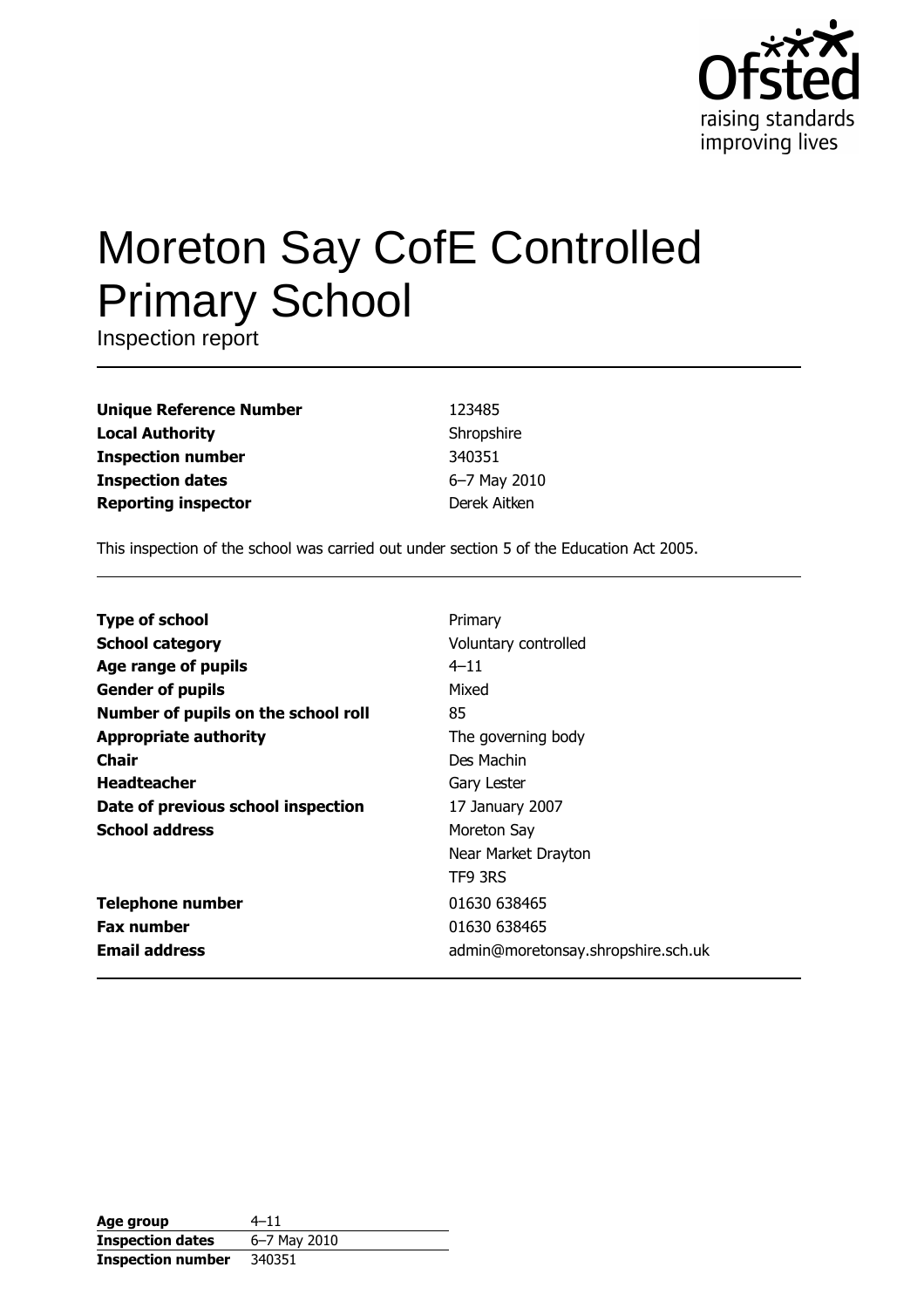Ofsted
raising standards
improving lives

# Moreton Say CofE Controlled Primary School

Inspection report

| | |
|---|---|
| **Unique Reference Number** | 123485 |
| **Local Authority** | Shropshire |
| **Inspection number** | 340351 |
| **Inspection dates** | 6–7 May 2010 |
| **Reporting inspector** | Derek Aitken |

This inspection of the school was carried out under section 5 of the Education Act 2005.

| | |
|---|---|
| **Type of school** | Primary |
| **School category** | Voluntary controlled |
| **Age range of pupils** | 4–11 |
| **Gender of pupils** | Mixed |
| **Number of pupils on the school roll** | 85 |
| **Appropriate authority** | The governing body |
| **Chair** | Des Machin |
| **Headteacher** | Gary Lester |
| **Date of previous school inspection** | 17 January 2007 |
| **School address** | Moreton Say<br>Near Market Drayton<br>TF9 3RS |
| **Telephone number** | 01630 638465 |
| **Fax number** | 01630 638465 |
| **Email address** | admin@moretonsay.shropshire.sch.uk |

| | |
|---|---|
| **Age group** | 4–11 |
| **Inspection dates** | 6–7 May 2010 |
| **Inspection number** | 340351 |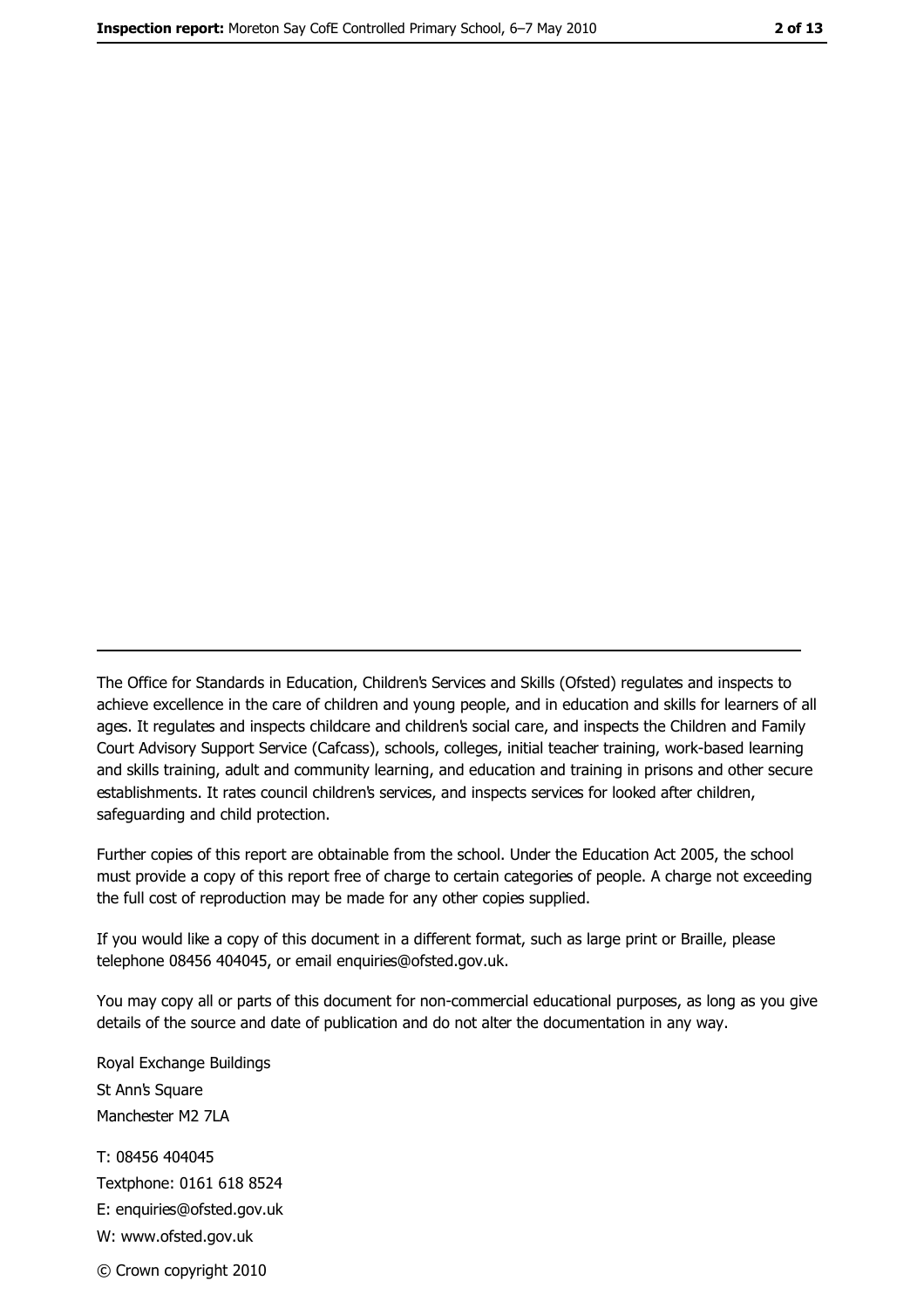The Office for Standards in Education, Children's Services and Skills (Ofsted) regulates and inspects to achieve excellence in the care of children and young people, and in education and skills for learners of all ages. It regulates and inspects childcare and children's social care, and inspects the Children and Family Court Advisory Support Service (Cafcass), schools, colleges, initial teacher training, work-based learning and skills training, adult and community learning, and education and training in prisons and other secure establishments. It rates council children's services, and inspects services for looked after children, safeguarding and child protection.

Further copies of this report are obtainable from the school. Under the Education Act 2005, the school must provide a copy of this report free of charge to certain categories of people. A charge not exceeding the full cost of reproduction may be made for any other copies supplied.

If you would like a copy of this document in a different format, such as large print or Braille, please telephone 08456 404045, or email enquiries@ofsted.gov.uk.

You may copy all or parts of this document for non-commercial educational purposes, as long as you give details of the source and date of publication and do not alter the documentation in any way.

Royal Exchange Buildings
St Ann's Square
Manchester M2 7LA

T: 08456 404045
Textphone: 0161 618 8524
E: enquiries@ofsted.gov.uk
W: www.ofsted.gov.uk

© Crown copyright 2010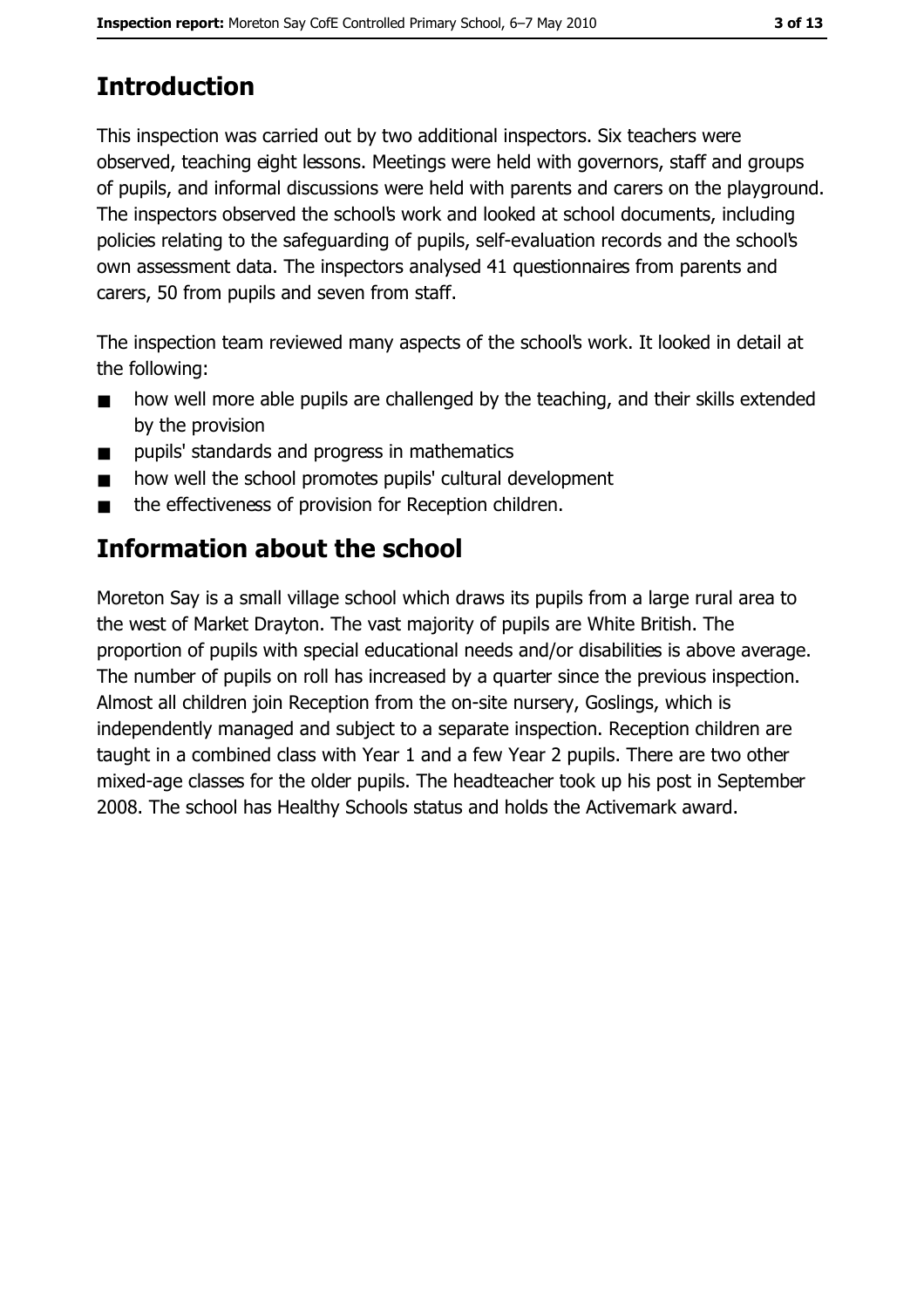## Introduction

This inspection was carried out by two additional inspectors. Six teachers were observed, teaching eight lessons. Meetings were held with governors, staff and groups of pupils, and informal discussions were held with parents and carers on the playground. The inspectors observed the school's work and looked at school documents, including policies relating to the safeguarding of pupils, self-evaluation records and the school's own assessment data. The inspectors analysed 41 questionnaires from parents and carers, 50 from pupils and seven from staff.

The inspection team reviewed many aspects of the school's work. It looked in detail at the following:

- how well more able pupils are challenged by the teaching, and their skills extended by the provision
- pupils' standards and progress in mathematics
- how well the school promotes pupils' cultural development
- the effectiveness of provision for Reception children.

## Information about the school

Moreton Say is a small village school which draws its pupils from a large rural area to the west of Market Drayton. The vast majority of pupils are White British. The proportion of pupils with special educational needs and/or disabilities is above average. The number of pupils on roll has increased by a quarter since the previous inspection. Almost all children join Reception from the on-site nursery, Goslings, which is independently managed and subject to a separate inspection. Reception children are taught in a combined class with Year 1 and a few Year 2 pupils. There are two other mixed-age classes for the older pupils. The headteacher took up his post in September 2008. The school has Healthy Schools status and holds the Activemark award.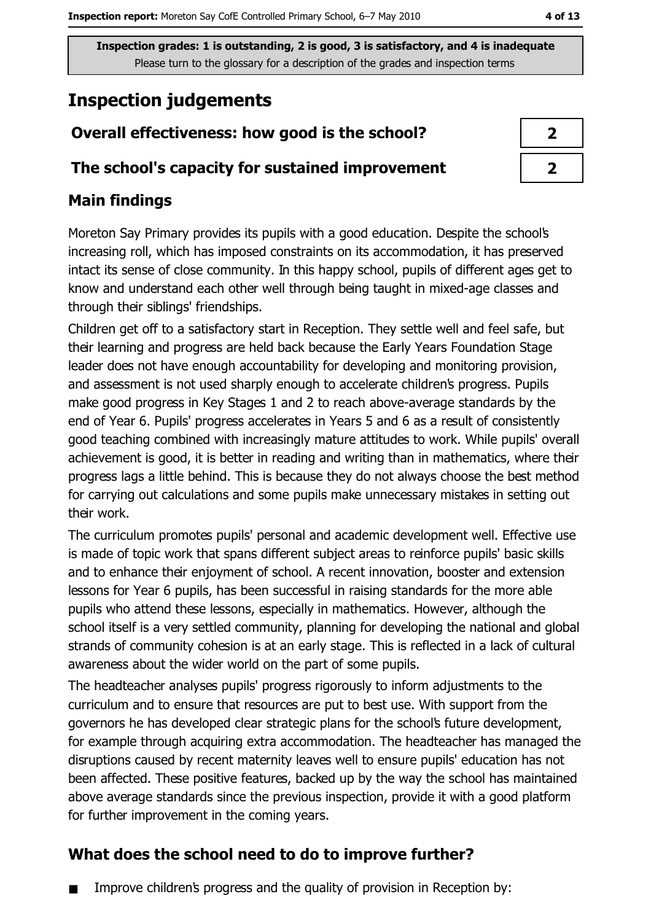**Inspection grades: 1 is outstanding, 2 is good, 3 is satisfactory, and 4 is inadequate**
Please turn to the glossary for a description of the grades and inspection terms

# Inspection judgements

| Overall effectiveness: how good is the school? | 2 |
|---|---|
| The school's capacity for sustained improvement | 2 |

## Main findings

Moreton Say Primary provides its pupils with a good education. Despite the school's increasing roll, which has imposed constraints on its accommodation, it has preserved intact its sense of close community. In this happy school, pupils of different ages get to know and understand each other well through being taught in mixed-age classes and through their siblings' friendships.

Children get off to a satisfactory start in Reception. They settle well and feel safe, but their learning and progress are held back because the Early Years Foundation Stage leader does not have enough accountability for developing and monitoring provision, and assessment is not used sharply enough to accelerate children's progress. Pupils make good progress in Key Stages 1 and 2 to reach above-average standards by the end of Year 6. Pupils' progress accelerates in Years 5 and 6 as a result of consistently good teaching combined with increasingly mature attitudes to work. While pupils' overall achievement is good, it is better in reading and writing than in mathematics, where their progress lags a little behind. This is because they do not always choose the best method for carrying out calculations and some pupils make unnecessary mistakes in setting out their work.

The curriculum promotes pupils' personal and academic development well. Effective use is made of topic work that spans different subject areas to reinforce pupils' basic skills and to enhance their enjoyment of school. A recent innovation, booster and extension lessons for Year 6 pupils, has been successful in raising standards for the more able pupils who attend these lessons, especially in mathematics. However, although the school itself is a very settled community, planning for developing the national and global strands of community cohesion is at an early stage. This is reflected in a lack of cultural awareness about the wider world on the part of some pupils.

The headteacher analyses pupils' progress rigorously to inform adjustments to the curriculum and to ensure that resources are put to best use. With support from the governors he has developed clear strategic plans for the school's future development, for example through acquiring extra accommodation. The headteacher has managed the disruptions caused by recent maternity leaves well to ensure pupils' education has not been affected. These positive features, backed up by the way the school has maintained above average standards since the previous inspection, provide it with a good platform for further improvement in the coming years.

## What does the school need to do to improve further?

- Improve children's progress and the quality of provision in Reception by: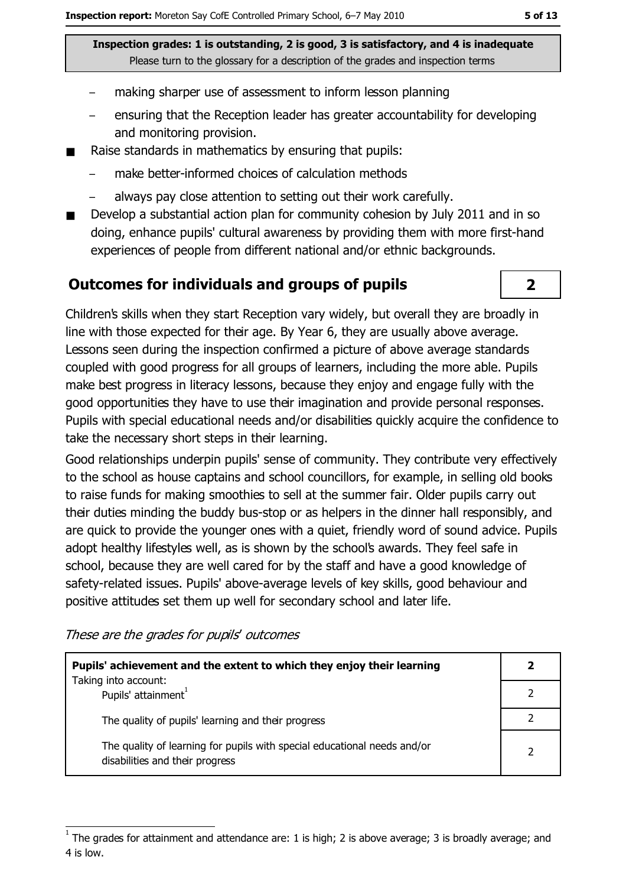**Inspection grades: 1 is outstanding, 2 is good, 3 is satisfactory, and 4 is inadequate**
Please turn to the glossary for a description of the grades and inspection terms

  - making sharper use of assessment to inform lesson planning
  - ensuring that the Reception leader has greater accountability for developing and monitoring provision.
- Raise standards in mathematics by ensuring that pupils:
  - make better-informed choices of calculation methods
  - always pay close attention to setting out their work carefully.
- Develop a substantial action plan for community cohesion by July 2011 and in so doing, enhance pupils' cultural awareness by providing them with more first-hand experiences of people from different national and/or ethnic backgrounds.

## Outcomes for individuals and groups of pupils — 2

Children's skills when they start Reception vary widely, but overall they are broadly in line with those expected for their age. By Year 6, they are usually above average. Lessons seen during the inspection confirmed a picture of above average standards coupled with good progress for all groups of learners, including the more able. Pupils make best progress in literacy lessons, because they enjoy and engage fully with the good opportunities they have to use their imagination and provide personal responses. Pupils with special educational needs and/or disabilities quickly acquire the confidence to take the necessary short steps in their learning.

Good relationships underpin pupils' sense of community. They contribute very effectively to the school as house captains and school councillors, for example, in selling old books to raise funds for making smoothies to sell at the summer fair. Older pupils carry out their duties minding the buddy bus-stop or as helpers in the dinner hall responsibly, and are quick to provide the younger ones with a quiet, friendly word of sound advice. Pupils adopt healthy lifestyles well, as is shown by the school's awards. They feel safe in school, because they are well cared for by the staff and have a good knowledge of safety-related issues. Pupils' above-average levels of key skills, good behaviour and positive attitudes set them up well for secondary school and later life.

*These are the grades for pupils' outcomes*

| | |
|---|---|
| **Pupils' achievement and the extent to which they enjoy their learning** Taking into account: | **2** |
| Pupils' attainment[1] | 2 |
| The quality of pupils' learning and their progress | 2 |
| The quality of learning for pupils with special educational needs and/or disabilities and their progress | 2 |

[1] The grades for attainment and attendance are: 1 is high; 2 is above average; 3 is broadly average; and 4 is low.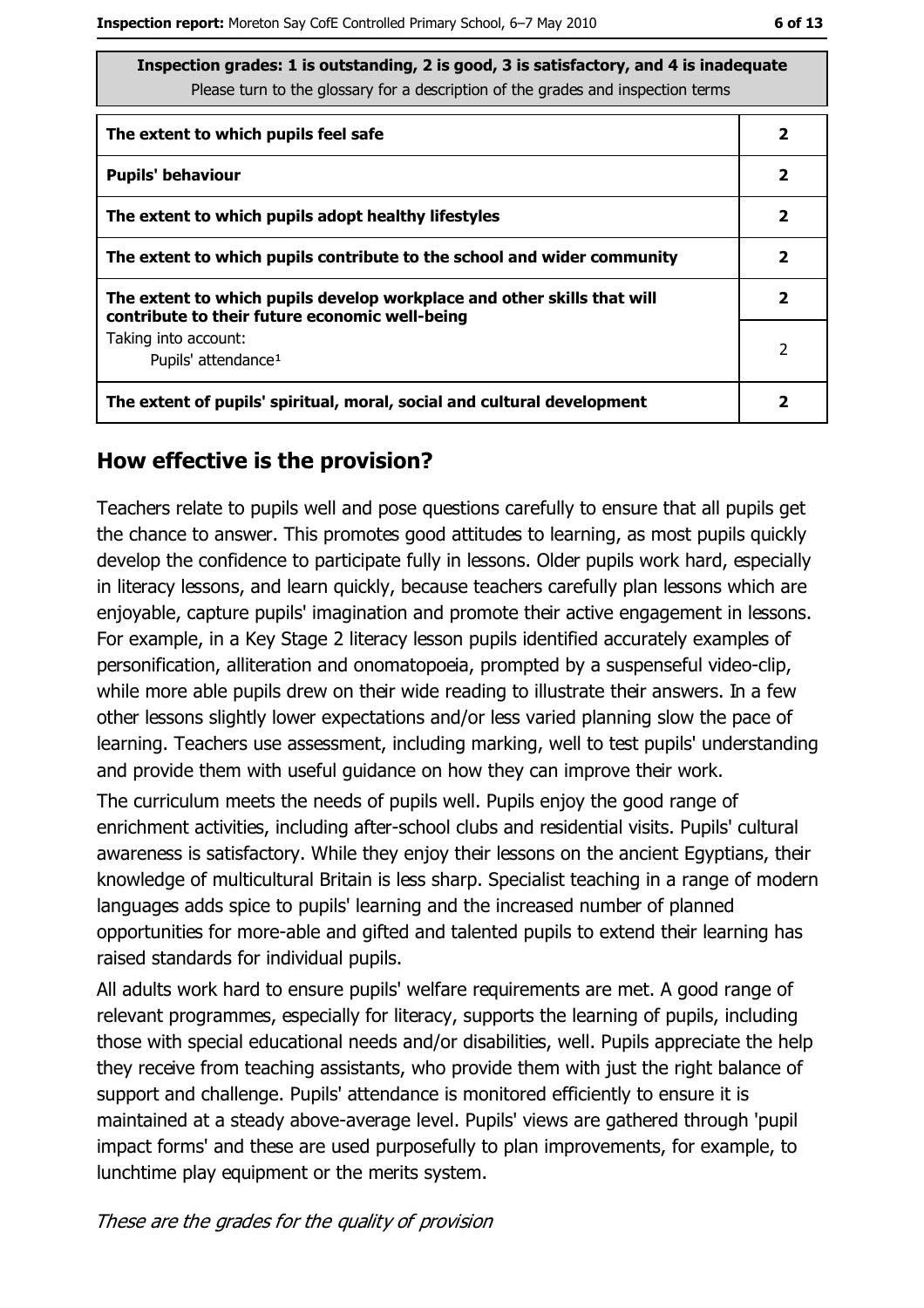| Inspection grades: 1 is outstanding, 2 is good, 3 is satisfactory, and 4 is inadequate<br>Please turn to the glossary for a description of the grades and inspection terms | |
|---|---|
| **The extent to which pupils feel safe** | **2** |
| **Pupils' behaviour** | **2** |
| **The extent to which pupils adopt healthy lifestyles** | **2** |
| **The extent to which pupils contribute to the school and wider community** | **2** |
| **The extent to which pupils develop workplace and other skills that will contribute to their future economic well-being** | **2** |
| Taking into account:<br>Pupils' attendance[1] | 2 |
| **The extent of pupils' spiritual, moral, social and cultural development** | **2** |

## How effective is the provision?

Teachers relate to pupils well and pose questions carefully to ensure that all pupils get the chance to answer. This promotes good attitudes to learning, as most pupils quickly develop the confidence to participate fully in lessons. Older pupils work hard, especially in literacy lessons, and learn quickly, because teachers carefully plan lessons which are enjoyable, capture pupils' imagination and promote their active engagement in lessons. For example, in a Key Stage 2 literacy lesson pupils identified accurately examples of personification, alliteration and onomatopoeia, prompted by a suspenseful video-clip, while more able pupils drew on their wide reading to illustrate their answers. In a few other lessons slightly lower expectations and/or less varied planning slow the pace of learning. Teachers use assessment, including marking, well to test pupils' understanding and provide them with useful guidance on how they can improve their work.

The curriculum meets the needs of pupils well. Pupils enjoy the good range of enrichment activities, including after-school clubs and residential visits. Pupils' cultural awareness is satisfactory. While they enjoy their lessons on the ancient Egyptians, their knowledge of multicultural Britain is less sharp. Specialist teaching in a range of modern languages adds spice to pupils' learning and the increased number of planned opportunities for more-able and gifted and talented pupils to extend their learning has raised standards for individual pupils.

All adults work hard to ensure pupils' welfare requirements are met. A good range of relevant programmes, especially for literacy, supports the learning of pupils, including those with special educational needs and/or disabilities, well. Pupils appreciate the help they receive from teaching assistants, who provide them with just the right balance of support and challenge. Pupils' attendance is monitored efficiently to ensure it is maintained at a steady above-average level. Pupils' views are gathered through 'pupil impact forms' and these are used purposefully to plan improvements, for example, to lunchtime play equipment or the merits system.

*These are the grades for the quality of provision*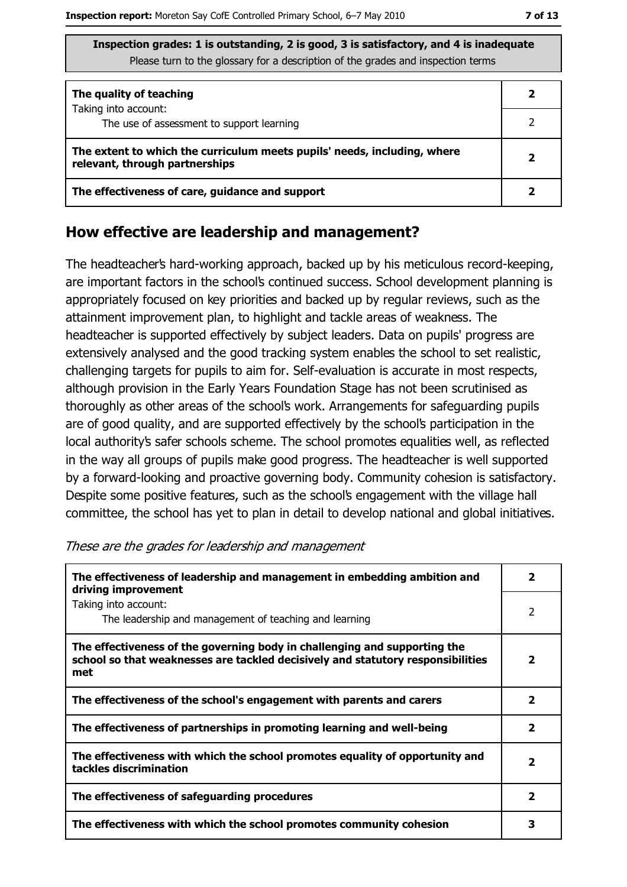**Inspection grades: 1 is outstanding, 2 is good, 3 is satisfactory, and 4 is inadequate**
Please turn to the glossary for a description of the grades and inspection terms

| | |
|---|---|
| **The quality of teaching**<br>Taking into account: | **2** |
| The use of assessment to support learning | 2 |
| **The extent to which the curriculum meets pupils' needs, including, where relevant, through partnerships** | **2** |
| **The effectiveness of care, guidance and support** | **2** |

## How effective are leadership and management?

The headteacher's hard-working approach, backed up by his meticulous record-keeping, are important factors in the school's continued success. School development planning is appropriately focused on key priorities and backed up by regular reviews, such as the attainment improvement plan, to highlight and tackle areas of weakness. The headteacher is supported effectively by subject leaders. Data on pupils' progress are extensively analysed and the good tracking system enables the school to set realistic, challenging targets for pupils to aim for. Self-evaluation is accurate in most respects, although provision in the Early Years Foundation Stage has not been scrutinised as thoroughly as other areas of the school's work. Arrangements for safeguarding pupils are of good quality, and are supported effectively by the school's participation in the local authority's safer schools scheme. The school promotes equalities well, as reflected in the way all groups of pupils make good progress. The headteacher is well supported by a forward-looking and proactive governing body. Community cohesion is satisfactory. Despite some positive features, such as the school's engagement with the village hall committee, the school has yet to plan in detail to develop national and global initiatives.

*These are the grades for leadership and management*

| | |
|---|---|
| **The effectiveness of leadership and management in embedding ambition and driving improvement** | **2** |
| Taking into account:<br>The leadership and management of teaching and learning | 2 |
| **The effectiveness of the governing body in challenging and supporting the school so that weaknesses are tackled decisively and statutory responsibilities met** | **2** |
| **The effectiveness of the school's engagement with parents and carers** | **2** |
| **The effectiveness of partnerships in promoting learning and well-being** | **2** |
| **The effectiveness with which the school promotes equality of opportunity and tackles discrimination** | **2** |
| **The effectiveness of safeguarding procedures** | **2** |
| **The effectiveness with which the school promotes community cohesion** | **3** |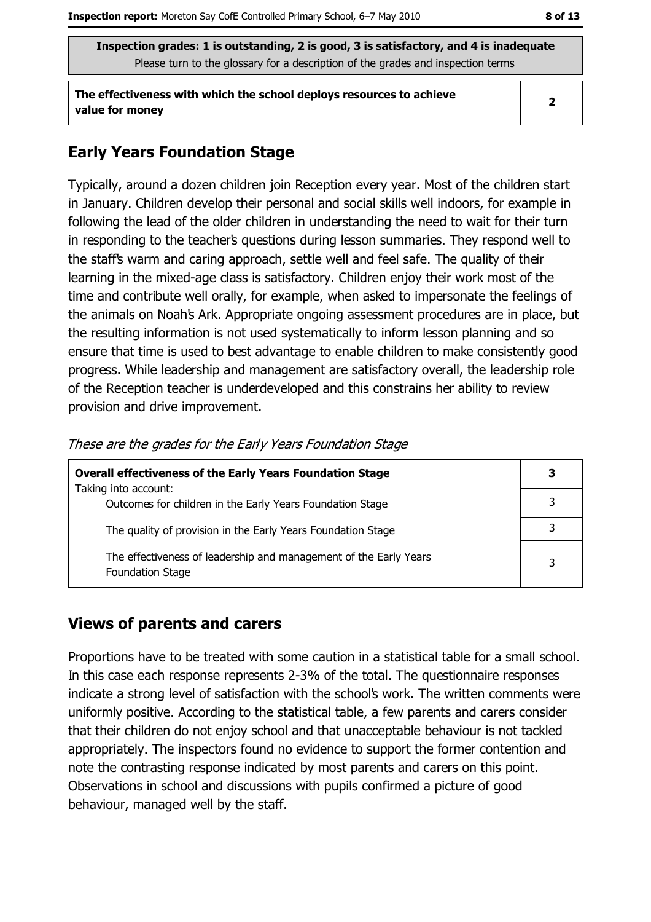**Inspection grades: 1 is outstanding, 2 is good, 3 is satisfactory, and 4 is inadequate**
Please turn to the glossary for a description of the grades and inspection terms

| | |
|---|---|
| **The effectiveness with which the school deploys resources to achieve value for money** | **2** |

## Early Years Foundation Stage

Typically, around a dozen children join Reception every year. Most of the children start in January. Children develop their personal and social skills well indoors, for example in following the lead of the older children in understanding the need to wait for their turn in responding to the teacher's questions during lesson summaries. They respond well to the staff's warm and caring approach, settle well and feel safe. The quality of their learning in the mixed-age class is satisfactory. Children enjoy their work most of the time and contribute well orally, for example, when asked to impersonate the feelings of the animals on Noah's Ark. Appropriate ongoing assessment procedures are in place, but the resulting information is not used systematically to inform lesson planning and so ensure that time is used to best advantage to enable children to make consistently good progress. While leadership and management are satisfactory overall, the leadership role of the Reception teacher is underdeveloped and this constrains her ability to review provision and drive improvement.

*These are the grades for the Early Years Foundation Stage*

| | |
|---|---|
| **Overall effectiveness of the Early Years Foundation Stage**<br>Taking into account: | **3** |
| Outcomes for children in the Early Years Foundation Stage | 3 |
| The quality of provision in the Early Years Foundation Stage | 3 |
| The effectiveness of leadership and management of the Early Years Foundation Stage | 3 |

## Views of parents and carers

Proportions have to be treated with some caution in a statistical table for a small school. In this case each response represents 2-3% of the total. The questionnaire responses indicate a strong level of satisfaction with the school's work. The written comments were uniformly positive. According to the statistical table, a few parents and carers consider that their children do not enjoy school and that unacceptable behaviour is not tackled appropriately. The inspectors found no evidence to support the former contention and note the contrasting response indicated by most parents and carers on this point. Observations in school and discussions with pupils confirmed a picture of good behaviour, managed well by the staff.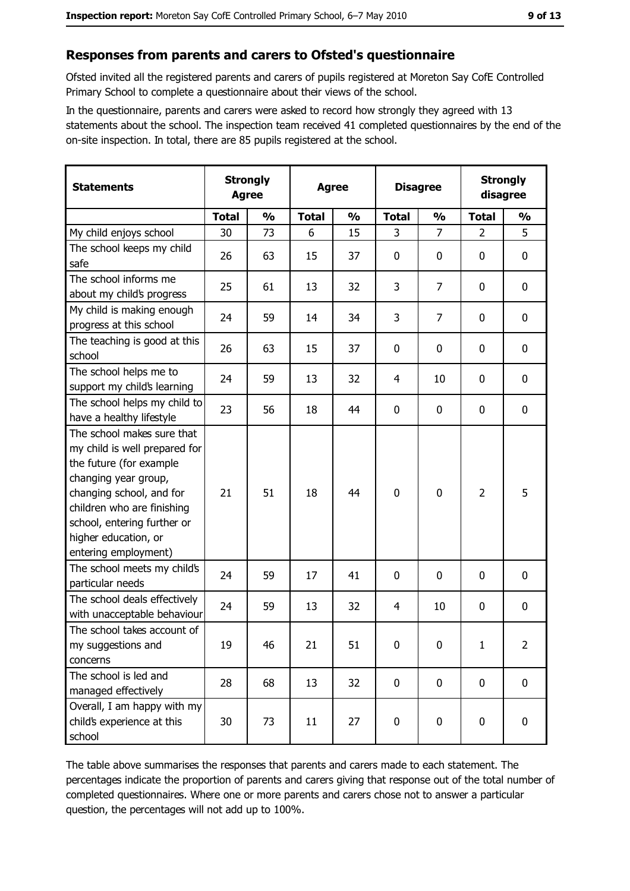## Responses from parents and carers to Ofsted's questionnaire

Ofsted invited all the registered parents and carers of pupils registered at Moreton Say CofE Controlled Primary School to complete a questionnaire about their views of the school.

In the questionnaire, parents and carers were asked to record how strongly they agreed with 13 statements about the school. The inspection team received 41 completed questionnaires by the end of the on-site inspection. In total, there are 85 pupils registered at the school.

| Statements | Strongly Agree | | Agree | | Disagree | | Strongly disagree | |
|---|---|---|---|---|---|---|---|---|
| | Total | % | Total | % | Total | % | Total | % |
| My child enjoys school | 30 | 73 | 6 | 15 | 3 | 7 | 2 | 5 |
| The school keeps my child safe | 26 | 63 | 15 | 37 | 0 | 0 | 0 | 0 |
| The school informs me about my child's progress | 25 | 61 | 13 | 32 | 3 | 7 | 0 | 0 |
| My child is making enough progress at this school | 24 | 59 | 14 | 34 | 3 | 7 | 0 | 0 |
| The teaching is good at this school | 26 | 63 | 15 | 37 | 0 | 0 | 0 | 0 |
| The school helps me to support my child's learning | 24 | 59 | 13 | 32 | 4 | 10 | 0 | 0 |
| The school helps my child to have a healthy lifestyle | 23 | 56 | 18 | 44 | 0 | 0 | 0 | 0 |
| The school makes sure that my child is well prepared for the future (for example changing year group, changing school, and for children who are finishing school, entering further or higher education, or entering employment) | 21 | 51 | 18 | 44 | 0 | 0 | 2 | 5 |
| The school meets my child's particular needs | 24 | 59 | 17 | 41 | 0 | 0 | 0 | 0 |
| The school deals effectively with unacceptable behaviour | 24 | 59 | 13 | 32 | 4 | 10 | 0 | 0 |
| The school takes account of my suggestions and concerns | 19 | 46 | 21 | 51 | 0 | 0 | 1 | 2 |
| The school is led and managed effectively | 28 | 68 | 13 | 32 | 0 | 0 | 0 | 0 |
| Overall, I am happy with my child's experience at this school | 30 | 73 | 11 | 27 | 0 | 0 | 0 | 0 |

The table above summarises the responses that parents and carers made to each statement. The percentages indicate the proportion of parents and carers giving that response out of the total number of completed questionnaires. Where one or more parents and carers chose not to answer a particular question, the percentages will not add up to 100%.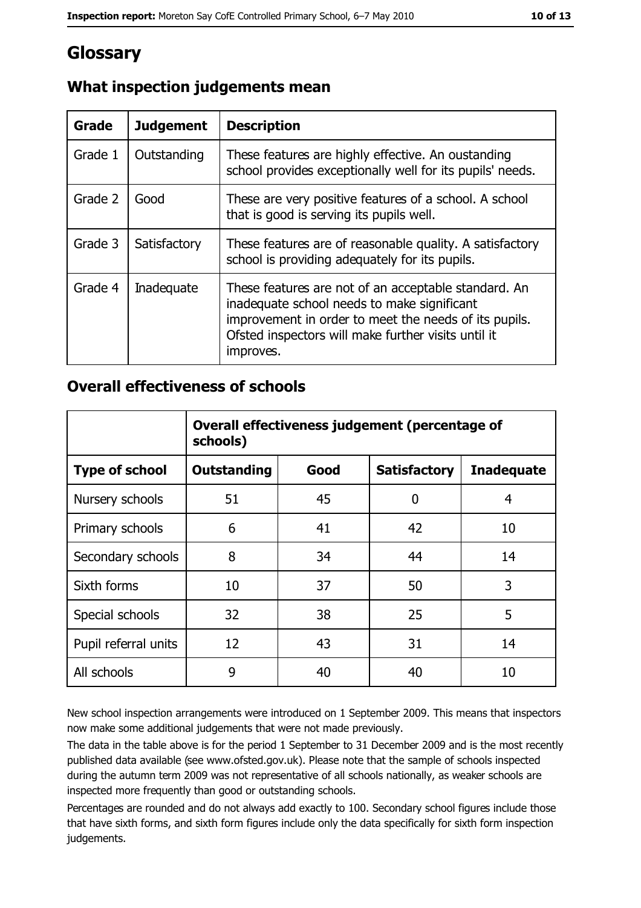# Glossary

## What inspection judgements mean

| Grade | Judgement | Description |
|---|---|---|
| Grade 1 | Outstanding | These features are highly effective. An oustanding school provides exceptionally well for its pupils' needs. |
| Grade 2 | Good | These are very positive features of a school. A school that is good is serving its pupils well. |
| Grade 3 | Satisfactory | These features are of reasonable quality. A satisfactory school is providing adequately for its pupils. |
| Grade 4 | Inadequate | These features are not of an acceptable standard. An inadequate school needs to make significant improvement in order to meet the needs of its pupils. Ofsted inspectors will make further visits until it improves. |

## Overall effectiveness of schools

| | **Overall effectiveness judgement (percentage of schools)** | | | |
|---|---|---|---|---|
| **Type of school** | **Outstanding** | **Good** | **Satisfactory** | **Inadequate** |
| Nursery schools | 51 | 45 | 0 | 4 |
| Primary schools | 6 | 41 | 42 | 10 |
| Secondary schools | 8 | 34 | 44 | 14 |
| Sixth forms | 10 | 37 | 50 | 3 |
| Special schools | 32 | 38 | 25 | 5 |
| Pupil referral units | 12 | 43 | 31 | 14 |
| All schools | 9 | 40 | 40 | 10 |

New school inspection arrangements were introduced on 1 September 2009. This means that inspectors now make some additional judgements that were not made previously.

The data in the table above is for the period 1 September to 31 December 2009 and is the most recently published data available (see www.ofsted.gov.uk). Please note that the sample of schools inspected during the autumn term 2009 was not representative of all schools nationally, as weaker schools are inspected more frequently than good or outstanding schools.

Percentages are rounded and do not always add exactly to 100. Secondary school figures include those that have sixth forms, and sixth form figures include only the data specifically for sixth form inspection judgements.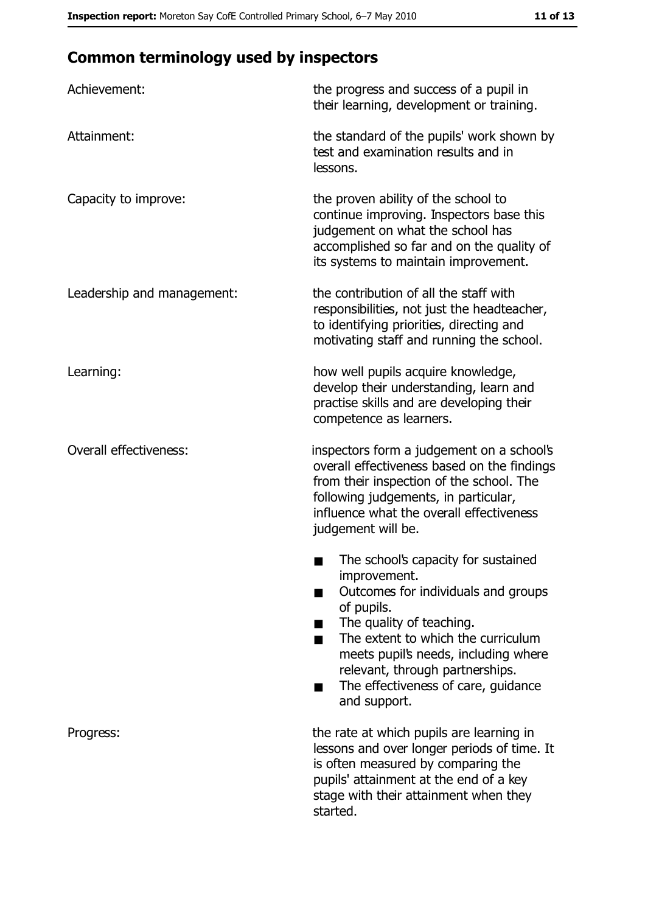## Common terminology used by inspectors

| | |
|---|---|
| Achievement: | the progress and success of a pupil in their learning, development or training. |
| Attainment: | the standard of the pupils' work shown by test and examination results and in lessons. |
| Capacity to improve: | the proven ability of the school to continue improving. Inspectors base this judgement on what the school has accomplished so far and on the quality of its systems to maintain improvement. |
| Leadership and management: | the contribution of all the staff with responsibilities, not just the headteacher, to identifying priorities, directing and motivating staff and running the school. |
| Learning: | how well pupils acquire knowledge, develop their understanding, learn and practise skills and are developing their competence as learners. |
| Overall effectiveness: | inspectors form a judgement on a school's overall effectiveness based on the findings from their inspection of the school. The following judgements, in particular, influence what the overall effectiveness judgement will be. <br>■ The school's capacity for sustained improvement.<br>■ Outcomes for individuals and groups of pupils.<br>■ The quality of teaching.<br>■ The extent to which the curriculum meets pupil's needs, including where relevant, through partnerships.<br>■ The effectiveness of care, guidance and support. |
| Progress: | the rate at which pupils are learning in lessons and over longer periods of time. It is often measured by comparing the pupils' attainment at the end of a key stage with their attainment when they started. |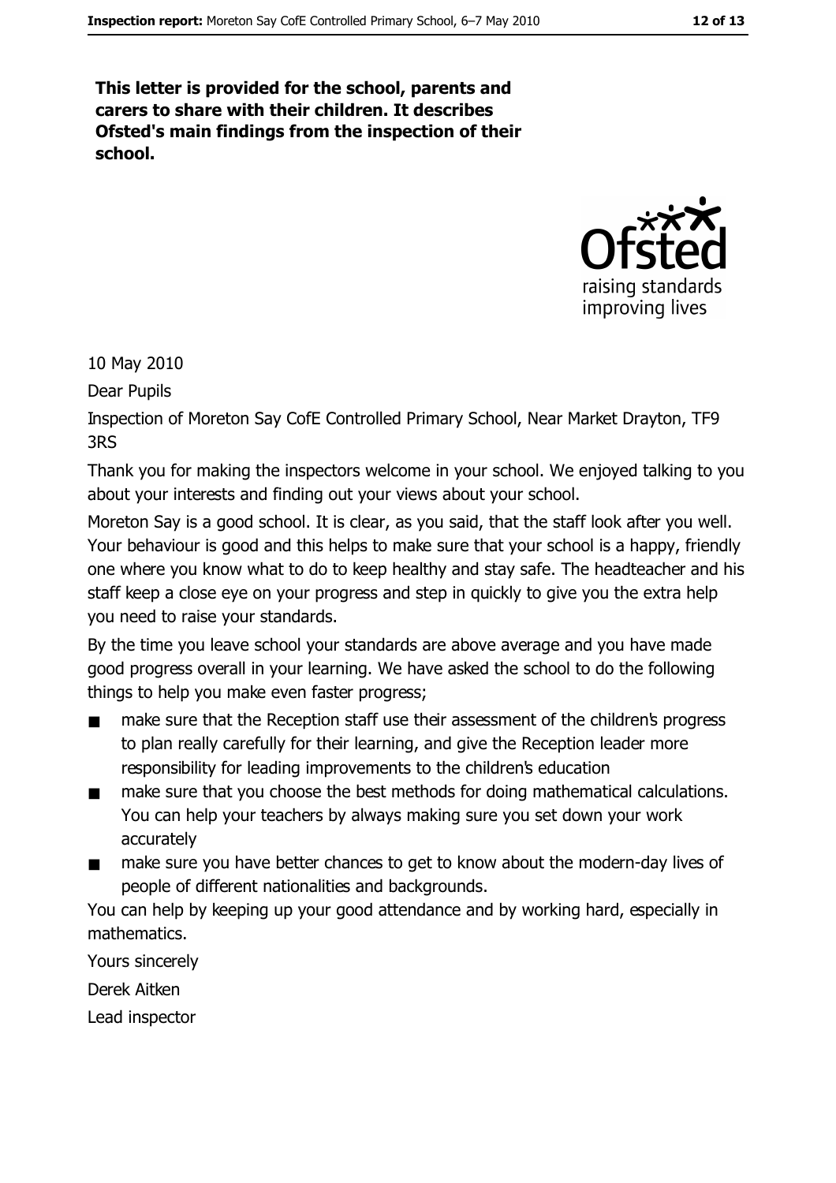**This letter is provided for the school, parents and carers to share with their children. It describes Ofsted's main findings from the inspection of their school.**

10 May 2010

Dear Pupils

Inspection of Moreton Say CofE Controlled Primary School, Near Market Drayton, TF9 3RS

Thank you for making the inspectors welcome in your school. We enjoyed talking to you about your interests and finding out your views about your school.

Moreton Say is a good school. It is clear, as you said, that the staff look after you well. Your behaviour is good and this helps to make sure that your school is a happy, friendly one where you know what to do to keep healthy and stay safe. The headteacher and his staff keep a close eye on your progress and step in quickly to give you the extra help you need to raise your standards.

By the time you leave school your standards are above average and you have made good progress overall in your learning. We have asked the school to do the following things to help you make even faster progress;

- make sure that the Reception staff use their assessment of the children's progress to plan really carefully for their learning, and give the Reception leader more responsibility for leading improvements to the children's education
- make sure that you choose the best methods for doing mathematical calculations. You can help your teachers by always making sure you set down your work accurately
- make sure you have better chances to get to know about the modern-day lives of people of different nationalities and backgrounds.

You can help by keeping up your good attendance and by working hard, especially in mathematics.

Yours sincerely

Derek Aitken

Lead inspector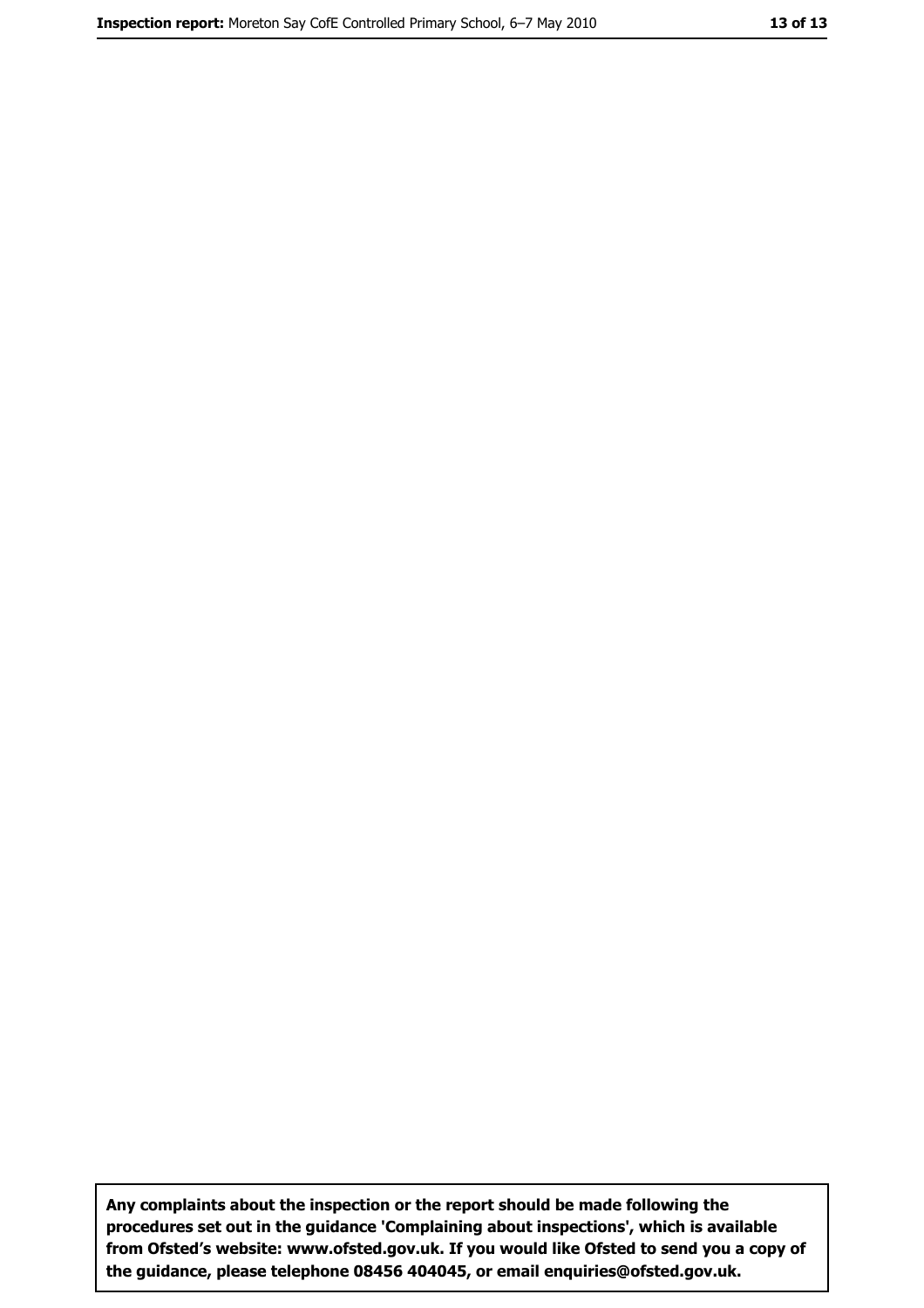**Any complaints about the inspection or the report should be made following the procedures set out in the guidance 'Complaining about inspections', which is available from Ofsted's website: www.ofsted.gov.uk. If you would like Ofsted to send you a copy of the guidance, please telephone 08456 404045, or email enquiries@ofsted.gov.uk.**